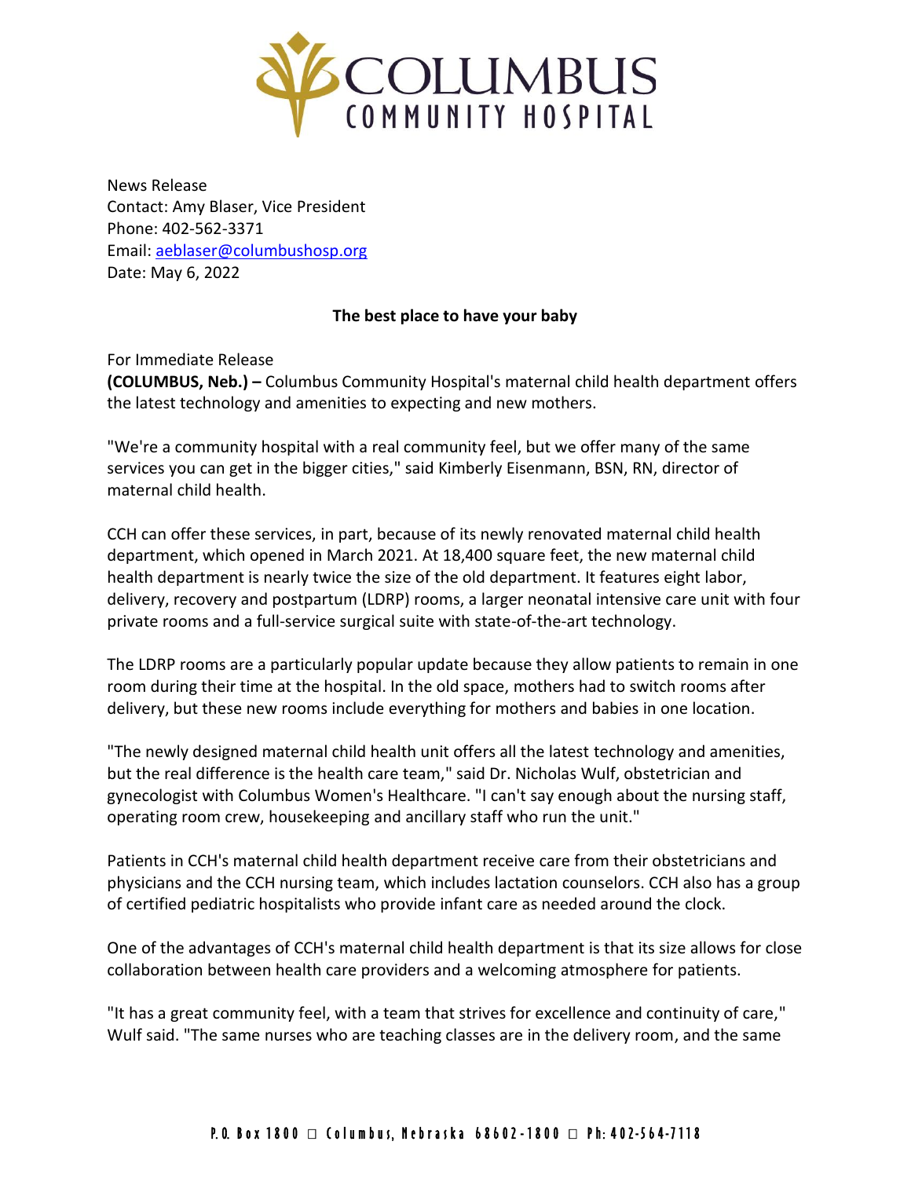News Release
Contact: Amy Blaser, Vice President
Phone: 402-562-3371
Email: aeblaser@columbushosp.org
Date: May 6, 2022

**The best place to have your baby**

For Immediate Release
**(COLUMBUS, Neb.) –** Columbus Community Hospital's maternal child health department offers the latest technology and amenities to expecting and new mothers.

"We're a community hospital with a real community feel, but we offer many of the same services you can get in the bigger cities," said Kimberly Eisenmann, BSN, RN, director of maternal child health.

CCH can offer these services, in part, because of its newly renovated maternal child health department, which opened in March 2021. At 18,400 square feet, the new maternal child health department is nearly twice the size of the old department. It features eight labor, delivery, recovery and postpartum (LDRP) rooms, a larger neonatal intensive care unit with four private rooms and a full-service surgical suite with state-of-the-art technology.

The LDRP rooms are a particularly popular update because they allow patients to remain in one room during their time at the hospital. In the old space, mothers had to switch rooms after delivery, but these new rooms include everything for mothers and babies in one location.

"The newly designed maternal child health unit offers all the latest technology and amenities, but the real difference is the health care team," said Dr. Nicholas Wulf, obstetrician and gynecologist with Columbus Women's Healthcare. "I can't say enough about the nursing staff, operating room crew, housekeeping and ancillary staff who run the unit."

Patients in CCH's maternal child health department receive care from their obstetricians and physicians and the CCH nursing team, which includes lactation counselors. CCH also has a group of certified pediatric hospitalists who provide infant care as needed around the clock.

One of the advantages of CCH's maternal child health department is that its size allows for close collaboration between health care providers and a welcoming atmosphere for patients.

"It has a great community feel, with a team that strives for excellence and continuity of care," Wulf said. "The same nurses who are teaching classes are in the delivery room, and the same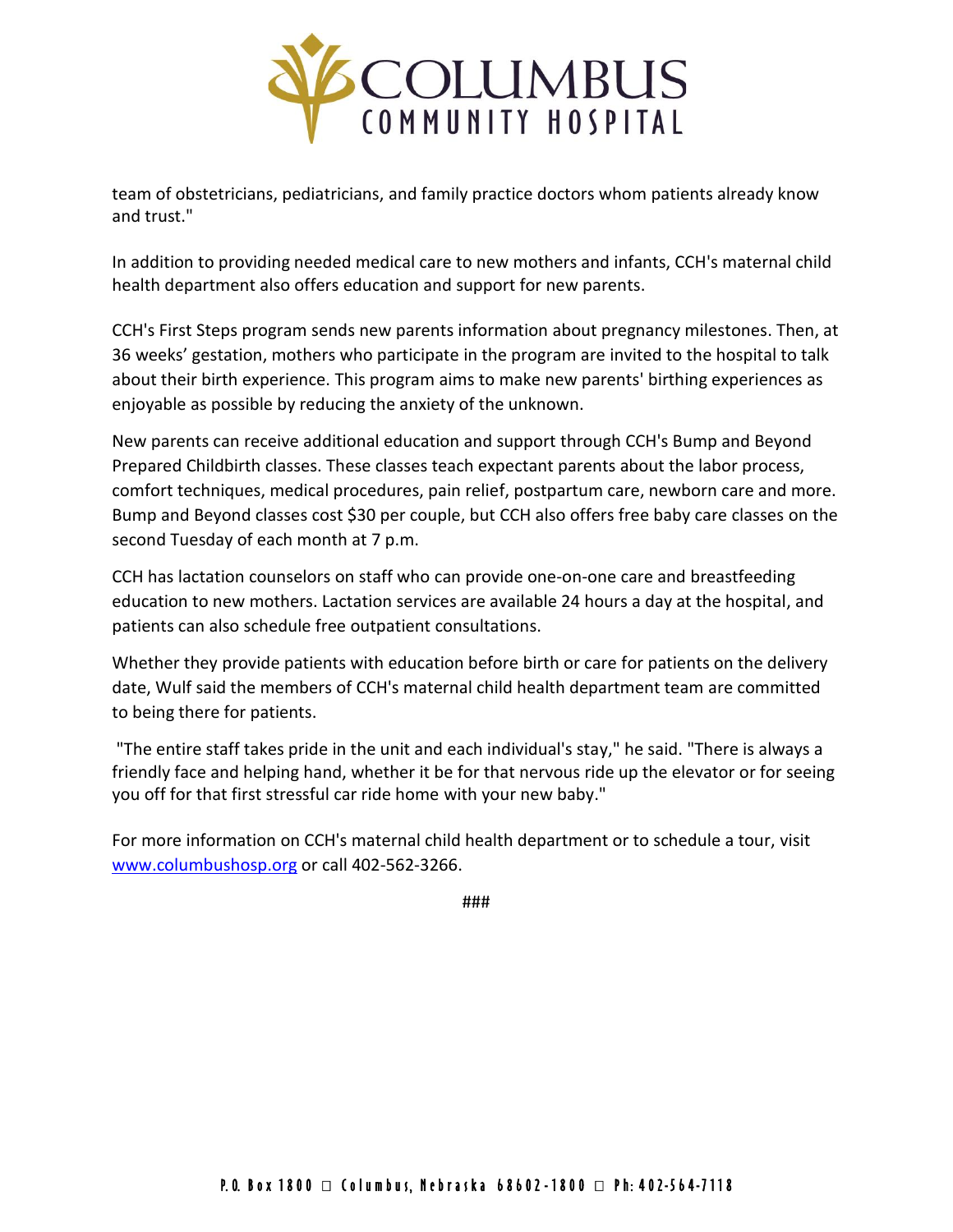team of obstetricians, pediatricians, and family practice doctors whom patients already know and trust."

In addition to providing needed medical care to new mothers and infants, CCH's maternal child health department also offers education and support for new parents.

CCH's First Steps program sends new parents information about pregnancy milestones. Then, at 36 weeks' gestation, mothers who participate in the program are invited to the hospital to talk about their birth experience. This program aims to make new parents' birthing experiences as enjoyable as possible by reducing the anxiety of the unknown.

New parents can receive additional education and support through CCH's Bump and Beyond Prepared Childbirth classes. These classes teach expectant parents about the labor process, comfort techniques, medical procedures, pain relief, postpartum care, newborn care and more. Bump and Beyond classes cost $30 per couple, but CCH also offers free baby care classes on the second Tuesday of each month at 7 p.m.

CCH has lactation counselors on staff who can provide one-on-one care and breastfeeding education to new mothers. Lactation services are available 24 hours a day at the hospital, and patients can also schedule free outpatient consultations.

Whether they provide patients with education before birth or care for patients on the delivery date, Wulf said the members of CCH's maternal child health department team are committed to being there for patients.

"The entire staff takes pride in the unit and each individual's stay," he said. "There is always a friendly face and helping hand, whether it be for that nervous ride up the elevator or for seeing you off for that first stressful car ride home with your new baby."

For more information on CCH's maternal child health department or to schedule a tour, visit www.columbushosp.org or call 402-562-3266.

###